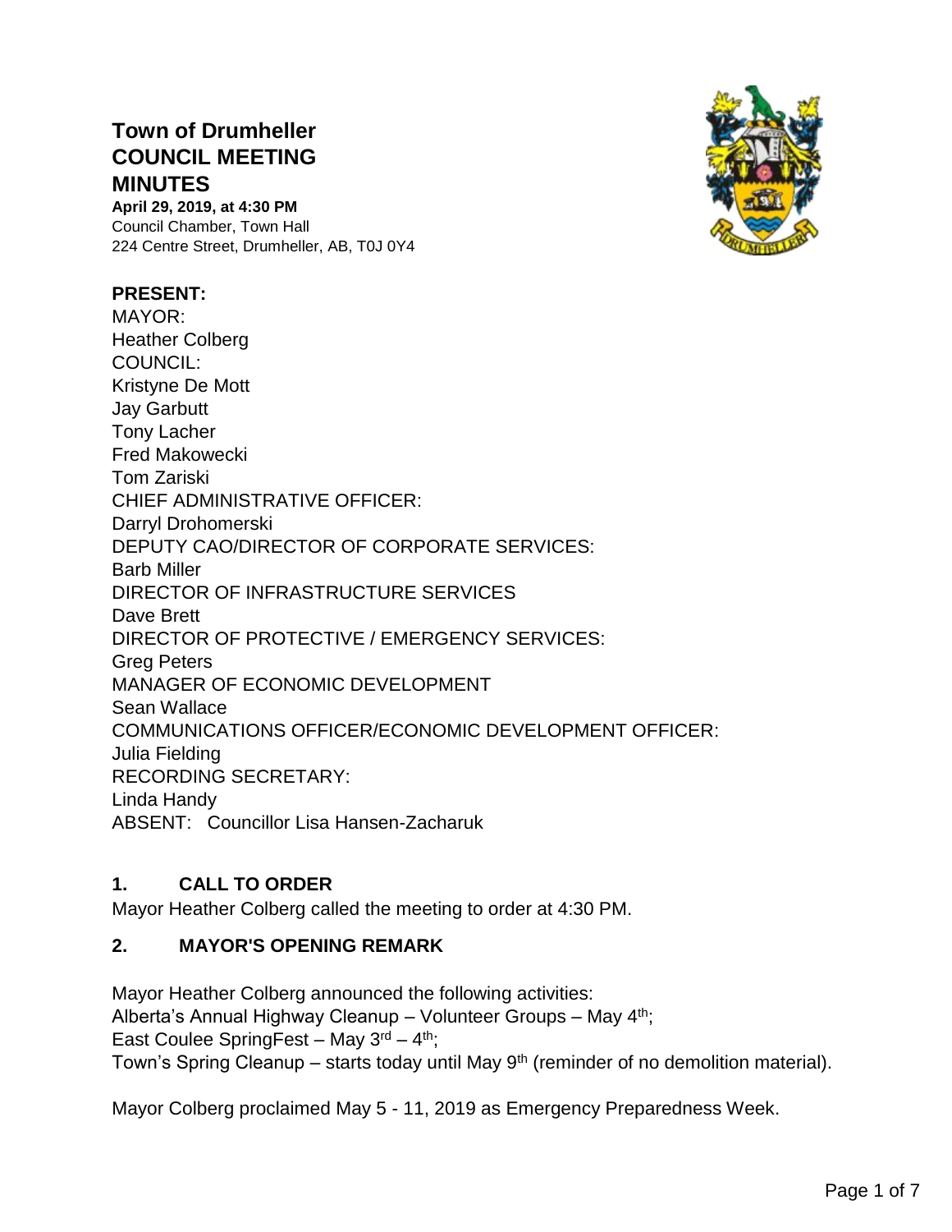# Town of Drumheller
# COUNCIL MEETING
# MINUTES

**April 29, 2019, at 4:30 PM**
Council Chamber, Town Hall
224 Centre Street, Drumheller, AB, T0J 0Y4

**PRESENT:**
MAYOR:
Heather Colberg
COUNCIL:
Kristyne De Mott
Jay Garbutt
Tony Lacher
Fred Makowecki
Tom Zariski
CHIEF ADMINISTRATIVE OFFICER:
Darryl Drohomerski
DEPUTY CAO/DIRECTOR OF CORPORATE SERVICES:
Barb Miller
DIRECTOR OF INFRASTRUCTURE SERVICES
Dave Brett
DIRECTOR OF PROTECTIVE / EMERGENCY SERVICES:
Greg Peters
MANAGER OF ECONOMIC DEVELOPMENT
Sean Wallace
COMMUNICATIONS OFFICER/ECONOMIC DEVELOPMENT OFFICER:
Julia Fielding
RECORDING SECRETARY:
Linda Handy
ABSENT: Councillor Lisa Hansen-Zacharuk

## 1. CALL TO ORDER

Mayor Heather Colberg called the meeting to order at 4:30 PM.

## 2. MAYOR'S OPENING REMARK

Mayor Heather Colberg announced the following activities:
Alberta's Annual Highway Cleanup – Volunteer Groups – May 4th;
East Coulee SpringFest – May 3rd – 4th;
Town's Spring Cleanup – starts today until May 9th (reminder of no demolition material).

Mayor Colberg proclaimed May 5 - 11, 2019 as Emergency Preparedness Week.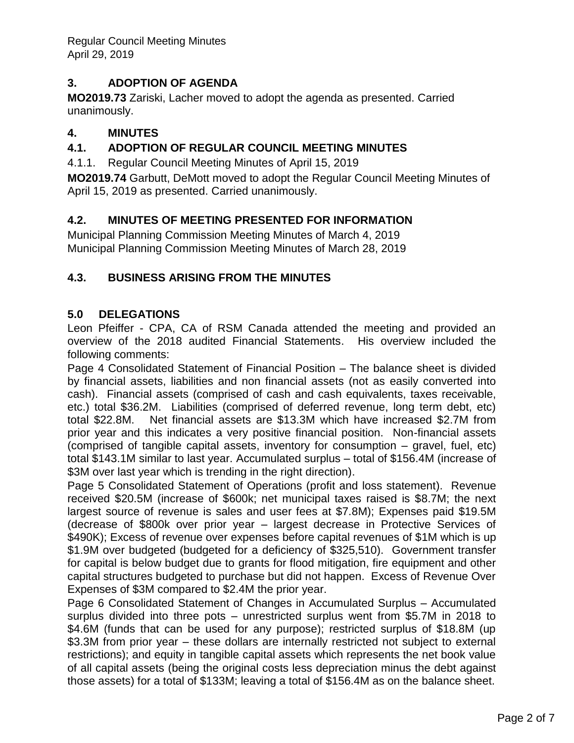## 3. ADOPTION OF AGENDA

**MO2019.73** Zariski, Lacher moved to adopt the agenda as presented. Carried unanimously.

## 4. MINUTES

### 4.1. ADOPTION OF REGULAR COUNCIL MEETING MINUTES

4.1.1. Regular Council Meeting Minutes of April 15, 2019

**MO2019.74** Garbutt, DeMott moved to adopt the Regular Council Meeting Minutes of April 15, 2019 as presented. Carried unanimously.

### 4.2. MINUTES OF MEETING PRESENTED FOR INFORMATION

Municipal Planning Commission Meeting Minutes of March 4, 2019
Municipal Planning Commission Meeting Minutes of March 28, 2019

### 4.3. BUSINESS ARISING FROM THE MINUTES

## 5.0 DELEGATIONS

Leon Pfeiffer - CPA, CA of RSM Canada attended the meeting and provided an overview of the 2018 audited Financial Statements. His overview included the following comments:

Page 4 Consolidated Statement of Financial Position – The balance sheet is divided by financial assets, liabilities and non financial assets (not as easily converted into cash). Financial assets (comprised of cash and cash equivalents, taxes receivable, etc.) total $36.2M. Liabilities (comprised of deferred revenue, long term debt, etc) total $22.8M. Net financial assets are $13.3M which have increased $2.7M from prior year and this indicates a very positive financial position. Non-financial assets (comprised of tangible capital assets, inventory for consumption – gravel, fuel, etc) total $143.1M similar to last year. Accumulated surplus – total of $156.4M (increase of $3M over last year which is trending in the right direction).

Page 5 Consolidated Statement of Operations (profit and loss statement). Revenue received $20.5M (increase of $600k; net municipal taxes raised is $8.7M; the next largest source of revenue is sales and user fees at $7.8M); Expenses paid $19.5M (decrease of $800k over prior year – largest decrease in Protective Services of $490K); Excess of revenue over expenses before capital revenues of $1M which is up $1.9M over budgeted (budgeted for a deficiency of $325,510). Government transfer for capital is below budget due to grants for flood mitigation, fire equipment and other capital structures budgeted to purchase but did not happen. Excess of Revenue Over Expenses of $3M compared to $2.4M the prior year.

Page 6 Consolidated Statement of Changes in Accumulated Surplus – Accumulated surplus divided into three pots – unrestricted surplus went from $5.7M in 2018 to $4.6M (funds that can be used for any purpose); restricted surplus of $18.8M (up $3.3M from prior year – these dollars are internally restricted not subject to external restrictions); and equity in tangible capital assets which represents the net book value of all capital assets (being the original costs less depreciation minus the debt against those assets) for a total of $133M; leaving a total of $156.4M as on the balance sheet.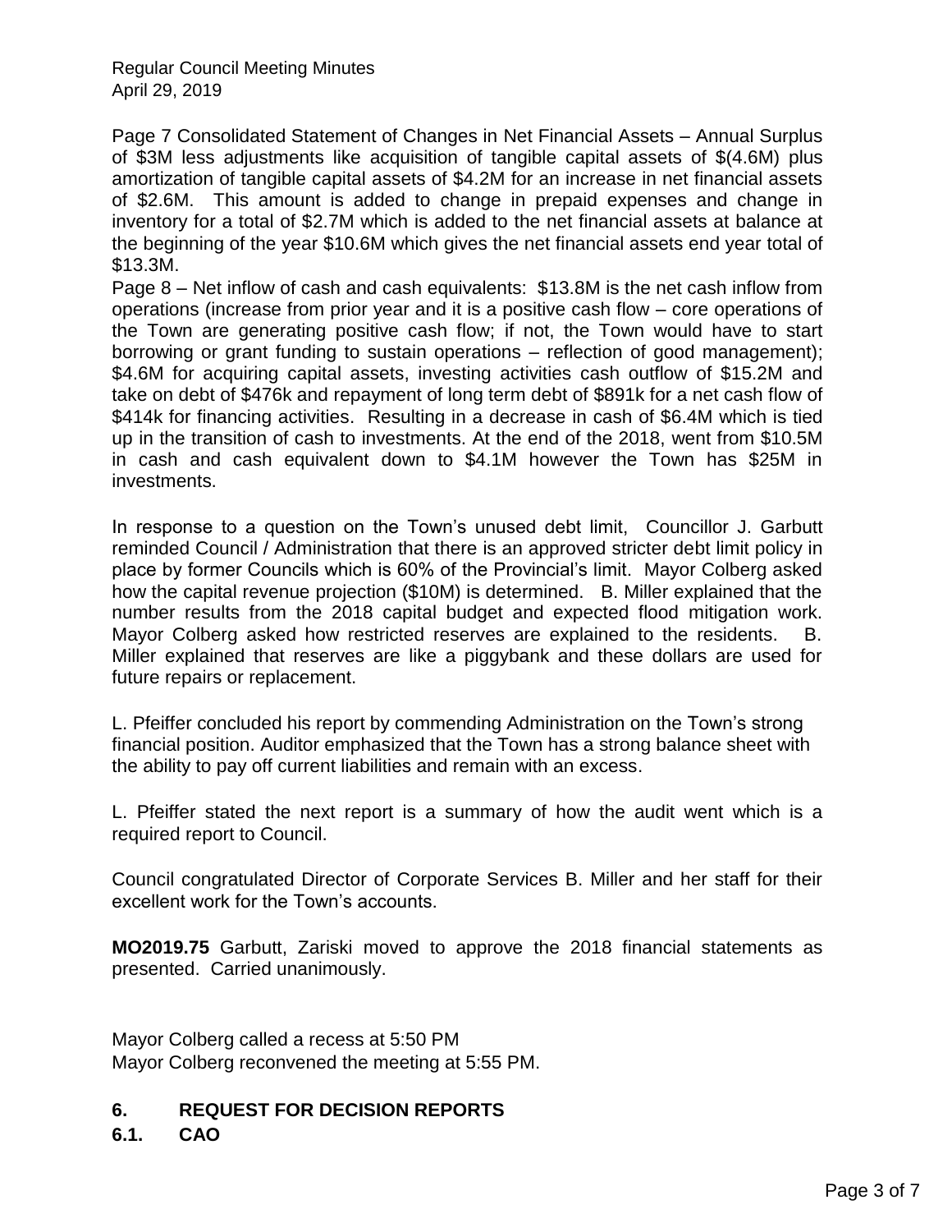Page 7 Consolidated Statement of Changes in Net Financial Assets – Annual Surplus of $3M less adjustments like acquisition of tangible capital assets of $(4.6M) plus amortization of tangible capital assets of $4.2M for an increase in net financial assets of $2.6M. This amount is added to change in prepaid expenses and change in inventory for a total of $2.7M which is added to the net financial assets at balance at the beginning of the year $10.6M which gives the net financial assets end year total of $13.3M.

Page 8 – Net inflow of cash and cash equivalents: $13.8M is the net cash inflow from operations (increase from prior year and it is a positive cash flow – core operations of the Town are generating positive cash flow; if not, the Town would have to start borrowing or grant funding to sustain operations – reflection of good management); $4.6M for acquiring capital assets, investing activities cash outflow of $15.2M and take on debt of $476k and repayment of long term debt of $891k for a net cash flow of $414k for financing activities. Resulting in a decrease in cash of $6.4M which is tied up in the transition of cash to investments. At the end of the 2018, went from $10.5M in cash and cash equivalent down to $4.1M however the Town has $25M in investments.

In response to a question on the Town's unused debt limit, Councillor J. Garbutt reminded Council / Administration that there is an approved stricter debt limit policy in place by former Councils which is 60% of the Provincial's limit. Mayor Colberg asked how the capital revenue projection ($10M) is determined. B. Miller explained that the number results from the 2018 capital budget and expected flood mitigation work. Mayor Colberg asked how restricted reserves are explained to the residents. B. Miller explained that reserves are like a piggybank and these dollars are used for future repairs or replacement.

L. Pfeiffer concluded his report by commending Administration on the Town's strong financial position. Auditor emphasized that the Town has a strong balance sheet with the ability to pay off current liabilities and remain with an excess.

L. Pfeiffer stated the next report is a summary of how the audit went which is a required report to Council.

Council congratulated Director of Corporate Services B. Miller and her staff for their excellent work for the Town's accounts.

**MO2019.75** Garbutt, Zariski moved to approve the 2018 financial statements as presented. Carried unanimously.

Mayor Colberg called a recess at 5:50 PM
Mayor Colberg reconvened the meeting at 5:55 PM.

## 6. REQUEST FOR DECISION REPORTS

### 6.1. CAO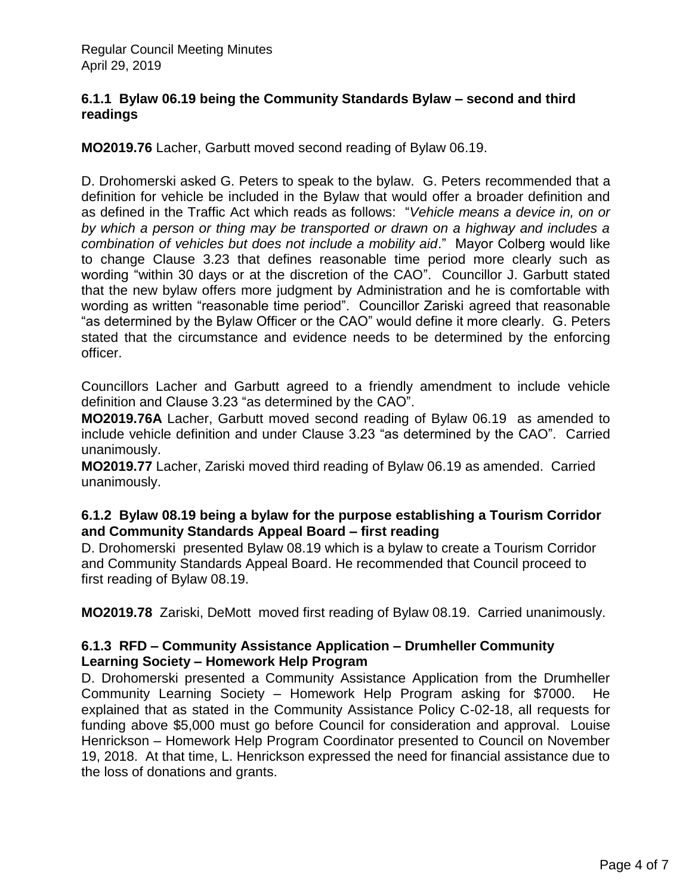### 6.1.1 Bylaw 06.19 being the Community Standards Bylaw – second and third readings

**MO2019.76** Lacher, Garbutt moved second reading of Bylaw 06.19.

D. Drohomerski asked G. Peters to speak to the bylaw. G. Peters recommended that a definition for vehicle be included in the Bylaw that would offer a broader definition and as defined in the Traffic Act which reads as follows: "*Vehicle means a device in, on or by which a person or thing may be transported or drawn on a highway and includes a combination of vehicles but does not include a mobility aid*." Mayor Colberg would like to change Clause 3.23 that defines reasonable time period more clearly such as wording "within 30 days or at the discretion of the CAO". Councillor J. Garbutt stated that the new bylaw offers more judgment by Administration and he is comfortable with wording as written "reasonable time period". Councillor Zariski agreed that reasonable "as determined by the Bylaw Officer or the CAO" would define it more clearly. G. Peters stated that the circumstance and evidence needs to be determined by the enforcing officer.

Councillors Lacher and Garbutt agreed to a friendly amendment to include vehicle definition and Clause 3.23 "as determined by the CAO".

**MO2019.76A** Lacher, Garbutt moved second reading of Bylaw 06.19 as amended to include vehicle definition and under Clause 3.23 "as determined by the CAO". Carried unanimously.

**MO2019.77** Lacher, Zariski moved third reading of Bylaw 06.19 as amended. Carried unanimously.

### 6.1.2 Bylaw 08.19 being a bylaw for the purpose establishing a Tourism Corridor and Community Standards Appeal Board – first reading

D. Drohomerski presented Bylaw 08.19 which is a bylaw to create a Tourism Corridor and Community Standards Appeal Board. He recommended that Council proceed to first reading of Bylaw 08.19.

**MO2019.78** Zariski, DeMott moved first reading of Bylaw 08.19. Carried unanimously.

### 6.1.3 RFD – Community Assistance Application – Drumheller Community Learning Society – Homework Help Program

D. Drohomerski presented a Community Assistance Application from the Drumheller Community Learning Society – Homework Help Program asking for $7000. He explained that as stated in the Community Assistance Policy C-02-18, all requests for funding above $5,000 must go before Council for consideration and approval. Louise Henrickson – Homework Help Program Coordinator presented to Council on November 19, 2018. At that time, L. Henrickson expressed the need for financial assistance due to the loss of donations and grants.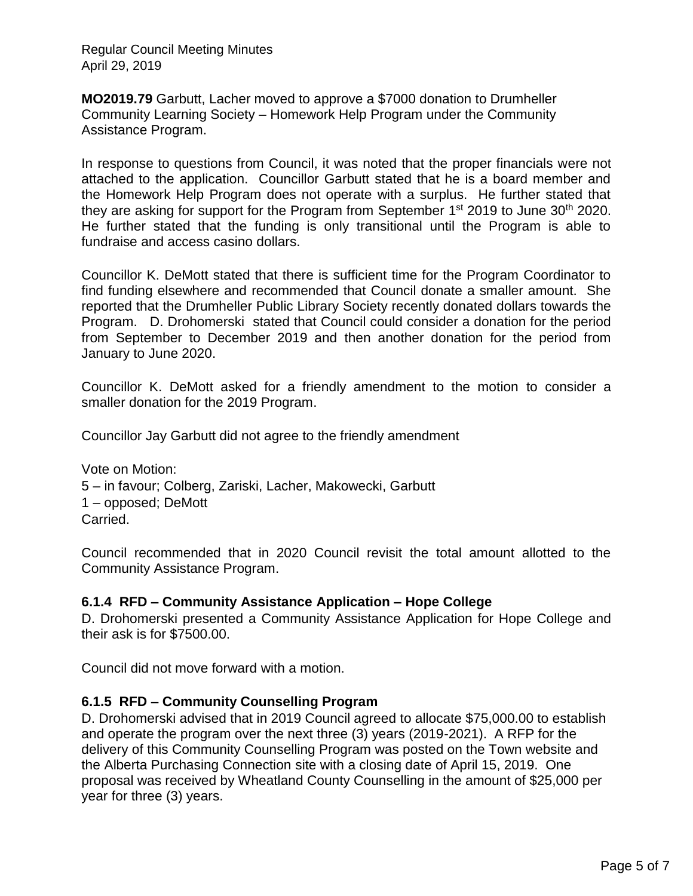**MO2019.79** Garbutt, Lacher moved to approve a $7000 donation to Drumheller Community Learning Society – Homework Help Program under the Community Assistance Program.

In response to questions from Council, it was noted that the proper financials were not attached to the application. Councillor Garbutt stated that he is a board member and the Homework Help Program does not operate with a surplus. He further stated that they are asking for support for the Program from September 1st 2019 to June 30th 2020. He further stated that the funding is only transitional until the Program is able to fundraise and access casino dollars.

Councillor K. DeMott stated that there is sufficient time for the Program Coordinator to find funding elsewhere and recommended that Council donate a smaller amount. She reported that the Drumheller Public Library Society recently donated dollars towards the Program. D. Drohomerski stated that Council could consider a donation for the period from September to December 2019 and then another donation for the period from January to June 2020.

Councillor K. DeMott asked for a friendly amendment to the motion to consider a smaller donation for the 2019 Program.

Councillor Jay Garbutt did not agree to the friendly amendment

Vote on Motion:
5 – in favour; Colberg, Zariski, Lacher, Makowecki, Garbutt
1 – opposed; DeMott
Carried.

Council recommended that in 2020 Council revisit the total amount allotted to the Community Assistance Program.

### 6.1.4 RFD – Community Assistance Application – Hope College

D. Drohomerski presented a Community Assistance Application for Hope College and their ask is for $7500.00.

Council did not move forward with a motion.

### 6.1.5 RFD – Community Counselling Program

D. Drohomerski advised that in 2019 Council agreed to allocate $75,000.00 to establish and operate the program over the next three (3) years (2019-2021). A RFP for the delivery of this Community Counselling Program was posted on the Town website and the Alberta Purchasing Connection site with a closing date of April 15, 2019. One proposal was received by Wheatland County Counselling in the amount of $25,000 per year for three (3) years.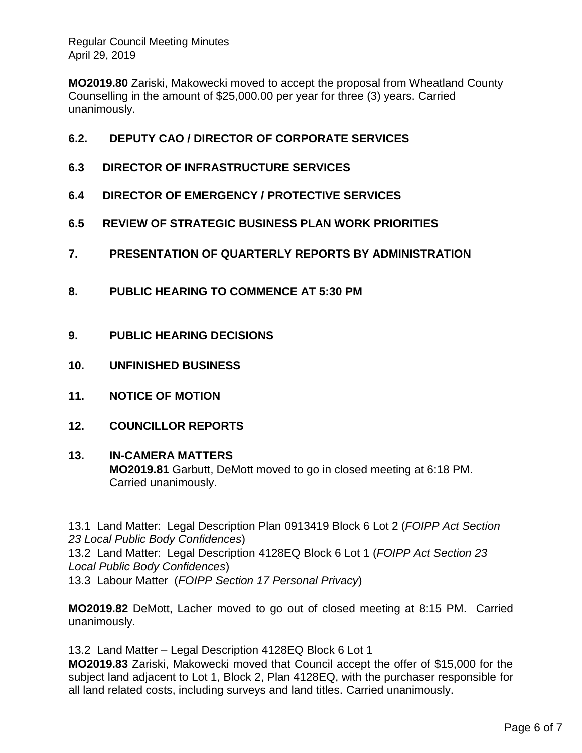**MO2019.80** Zariski, Makowecki moved to accept the proposal from Wheatland County Counselling in the amount of $25,000.00 per year for three (3) years. Carried unanimously.

## 6.2. DEPUTY CAO / DIRECTOR OF CORPORATE SERVICES

## 6.3 DIRECTOR OF INFRASTRUCTURE SERVICES

## 6.4 DIRECTOR OF EMERGENCY / PROTECTIVE SERVICES

## 6.5 REVIEW OF STRATEGIC BUSINESS PLAN WORK PRIORITIES

## 7. PRESENTATION OF QUARTERLY REPORTS BY ADMINISTRATION

## 8. PUBLIC HEARING TO COMMENCE AT 5:30 PM

## 9. PUBLIC HEARING DECISIONS

## 10. UNFINISHED BUSINESS

## 11. NOTICE OF MOTION

## 12. COUNCILLOR REPORTS

## 13. IN-CAMERA MATTERS

**MO2019.81** Garbutt, DeMott moved to go in closed meeting at 6:18 PM. Carried unanimously.

13.1 Land Matter: Legal Description Plan 0913419 Block 6 Lot 2 (*FOIPP Act Section 23 Local Public Body Confidences*)
13.2 Land Matter: Legal Description 4128EQ Block 6 Lot 1 (*FOIPP Act Section 23 Local Public Body Confidences*)
13.3 Labour Matter (*FOIPP Section 17 Personal Privacy*)

**MO2019.82** DeMott, Lacher moved to go out of closed meeting at 8:15 PM. Carried unanimously.

13.2 Land Matter – Legal Description 4128EQ Block 6 Lot 1
**MO2019.83** Zariski, Makowecki moved that Council accept the offer of $15,000 for the subject land adjacent to Lot 1, Block 2, Plan 4128EQ, with the purchaser responsible for all land related costs, including surveys and land titles. Carried unanimously.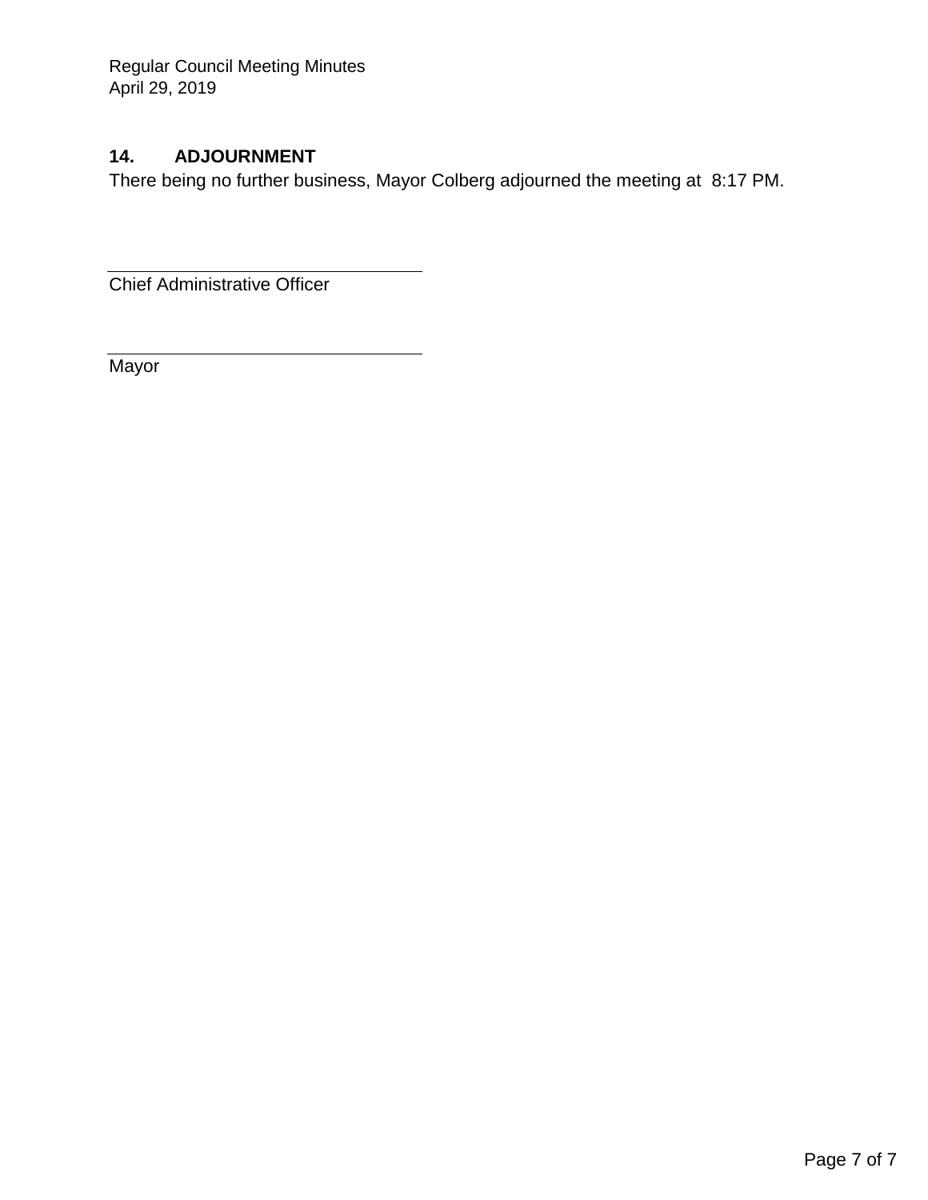## 14. ADJOURNMENT

There being no further business, Mayor Colberg adjourned the meeting at 8:17 PM.

\_\_\_\_\_\_\_\_\_\_\_\_\_\_\_\_\_\_\_\_\_\_\_\_\_\_\_\_\_\_\_\_

Chief Administrative Officer

\_\_\_\_\_\_\_\_\_\_\_\_\_\_\_\_\_\_\_\_\_\_\_\_\_\_\_\_\_\_\_\_

Mayor